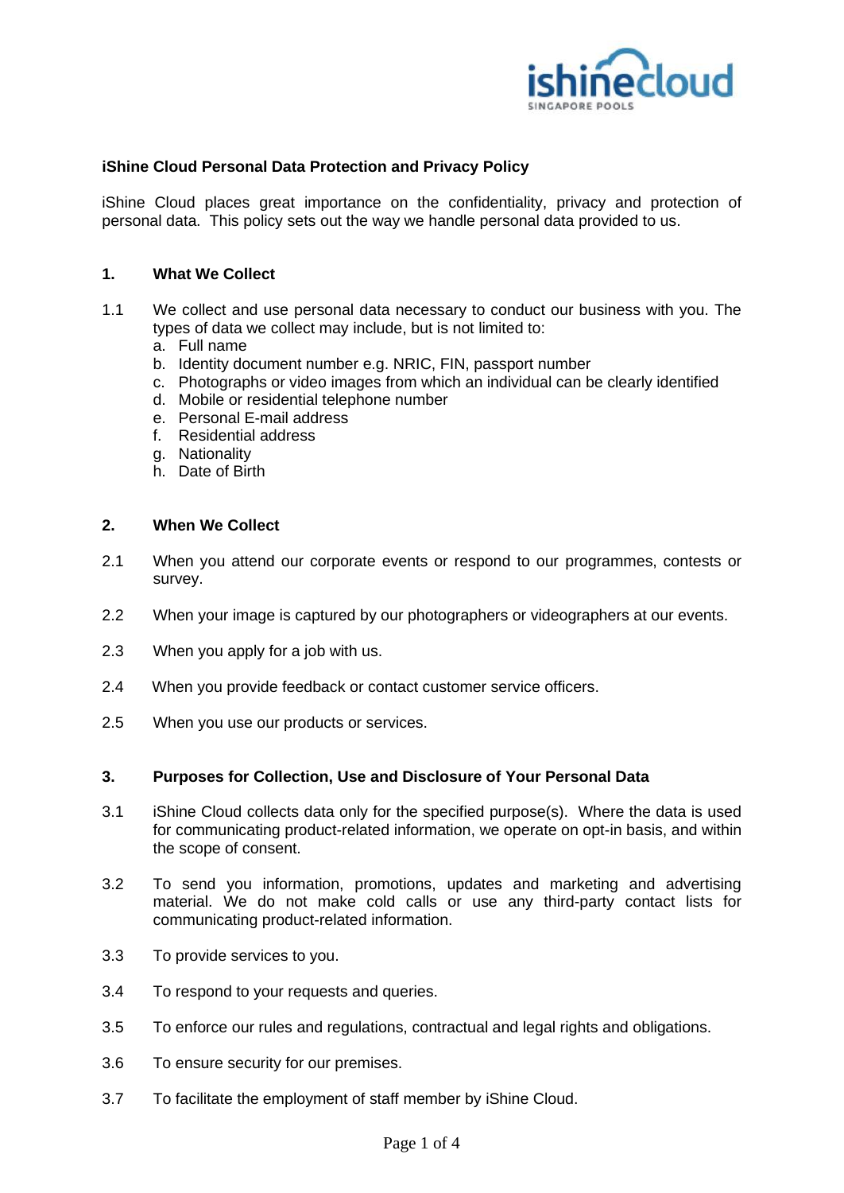**iShine Cloud Personal Data Protection and Privacy Policy**

iShine Cloud places great importance on the confidentiality, privacy and protection of personal data. This policy sets out the way we handle personal data provided to us.

## 1. What We Collect

1.1 We collect and use personal data necessary to conduct our business with you. The types of data we collect may include, but is not limited to:

a. Full name
b. Identity document number e.g. NRIC, FIN, passport number
c. Photographs or video images from which an individual can be clearly identified
d. Mobile or residential telephone number
e. Personal E-mail address
f. Residential address
g. Nationality
h. Date of Birth

## 2. When We Collect

2.1 When you attend our corporate events or respond to our programmes, contests or survey.

2.2 When your image is captured by our photographers or videographers at our events.

2.3 When you apply for a job with us.

2.4 When you provide feedback or contact customer service officers.

2.5 When you use our products or services.

## 3. Purposes for Collection, Use and Disclosure of Your Personal Data

3.1 iShine Cloud collects data only for the specified purpose(s). Where the data is used for communicating product-related information, we operate on opt-in basis, and within the scope of consent.

3.2 To send you information, promotions, updates and marketing and advertising material. We do not make cold calls or use any third-party contact lists for communicating product-related information.

3.3 To provide services to you.

3.4 To respond to your requests and queries.

3.5 To enforce our rules and regulations, contractual and legal rights and obligations.

3.6 To ensure security for our premises.

3.7 To facilitate the employment of staff member by iShine Cloud.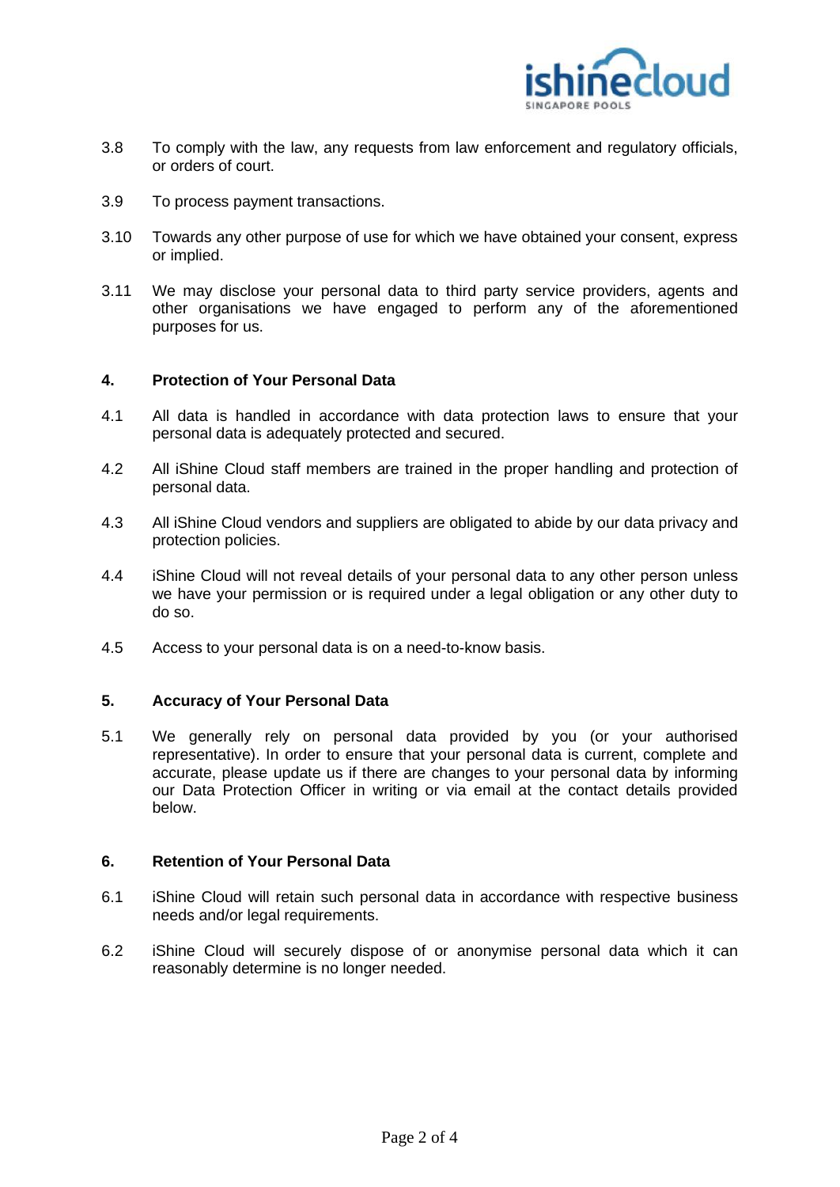3.8 To comply with the law, any requests from law enforcement and regulatory officials, or orders of court.

3.9 To process payment transactions.

3.10 Towards any other purpose of use for which we have obtained your consent, express or implied.

3.11 We may disclose your personal data to third party service providers, agents and other organisations we have engaged to perform any of the aforementioned purposes for us.

## 4. Protection of Your Personal Data

4.1 All data is handled in accordance with data protection laws to ensure that your personal data is adequately protected and secured.

4.2 All iShine Cloud staff members are trained in the proper handling and protection of personal data.

4.3 All iShine Cloud vendors and suppliers are obligated to abide by our data privacy and protection policies.

4.4 iShine Cloud will not reveal details of your personal data to any other person unless we have your permission or is required under a legal obligation or any other duty to do so.

4.5 Access to your personal data is on a need-to-know basis.

## 5. Accuracy of Your Personal Data

5.1 We generally rely on personal data provided by you (or your authorised representative). In order to ensure that your personal data is current, complete and accurate, please update us if there are changes to your personal data by informing our Data Protection Officer in writing or via email at the contact details provided below.

## 6. Retention of Your Personal Data

6.1 iShine Cloud will retain such personal data in accordance with respective business needs and/or legal requirements.

6.2 iShine Cloud will securely dispose of or anonymise personal data which it can reasonably determine is no longer needed.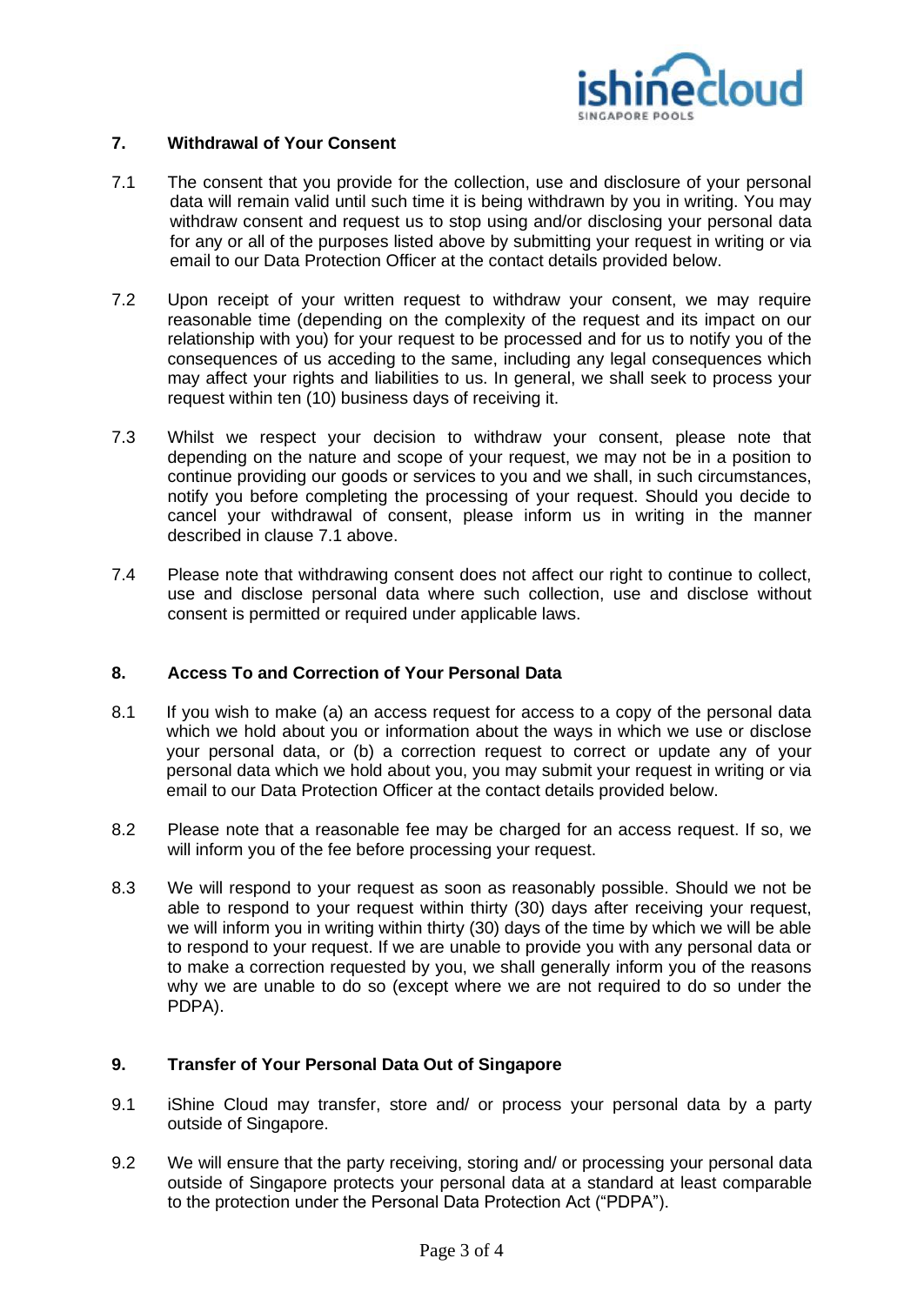## 7. Withdrawal of Your Consent

7.1 The consent that you provide for the collection, use and disclosure of your personal data will remain valid until such time it is being withdrawn by you in writing. You may withdraw consent and request us to stop using and/or disclosing your personal data for any or all of the purposes listed above by submitting your request in writing or via email to our Data Protection Officer at the contact details provided below.

7.2 Upon receipt of your written request to withdraw your consent, we may require reasonable time (depending on the complexity of the request and its impact on our relationship with you) for your request to be processed and for us to notify you of the consequences of us acceding to the same, including any legal consequences which may affect your rights and liabilities to us. In general, we shall seek to process your request within ten (10) business days of receiving it.

7.3 Whilst we respect your decision to withdraw your consent, please note that depending on the nature and scope of your request, we may not be in a position to continue providing our goods or services to you and we shall, in such circumstances, notify you before completing the processing of your request. Should you decide to cancel your withdrawal of consent, please inform us in writing in the manner described in clause 7.1 above.

7.4 Please note that withdrawing consent does not affect our right to continue to collect, use and disclose personal data where such collection, use and disclose without consent is permitted or required under applicable laws.

## 8. Access To and Correction of Your Personal Data

8.1 If you wish to make (a) an access request for access to a copy of the personal data which we hold about you or information about the ways in which we use or disclose your personal data, or (b) a correction request to correct or update any of your personal data which we hold about you, you may submit your request in writing or via email to our Data Protection Officer at the contact details provided below.

8.2 Please note that a reasonable fee may be charged for an access request. If so, we will inform you of the fee before processing your request.

8.3 We will respond to your request as soon as reasonably possible. Should we not be able to respond to your request within thirty (30) days after receiving your request, we will inform you in writing within thirty (30) days of the time by which we will be able to respond to your request. If we are unable to provide you with any personal data or to make a correction requested by you, we shall generally inform you of the reasons why we are unable to do so (except where we are not required to do so under the PDPA).

## 9. Transfer of Your Personal Data Out of Singapore

9.1 iShine Cloud may transfer, store and/ or process your personal data by a party outside of Singapore.

9.2 We will ensure that the party receiving, storing and/ or processing your personal data outside of Singapore protects your personal data at a standard at least comparable to the protection under the Personal Data Protection Act ("PDPA").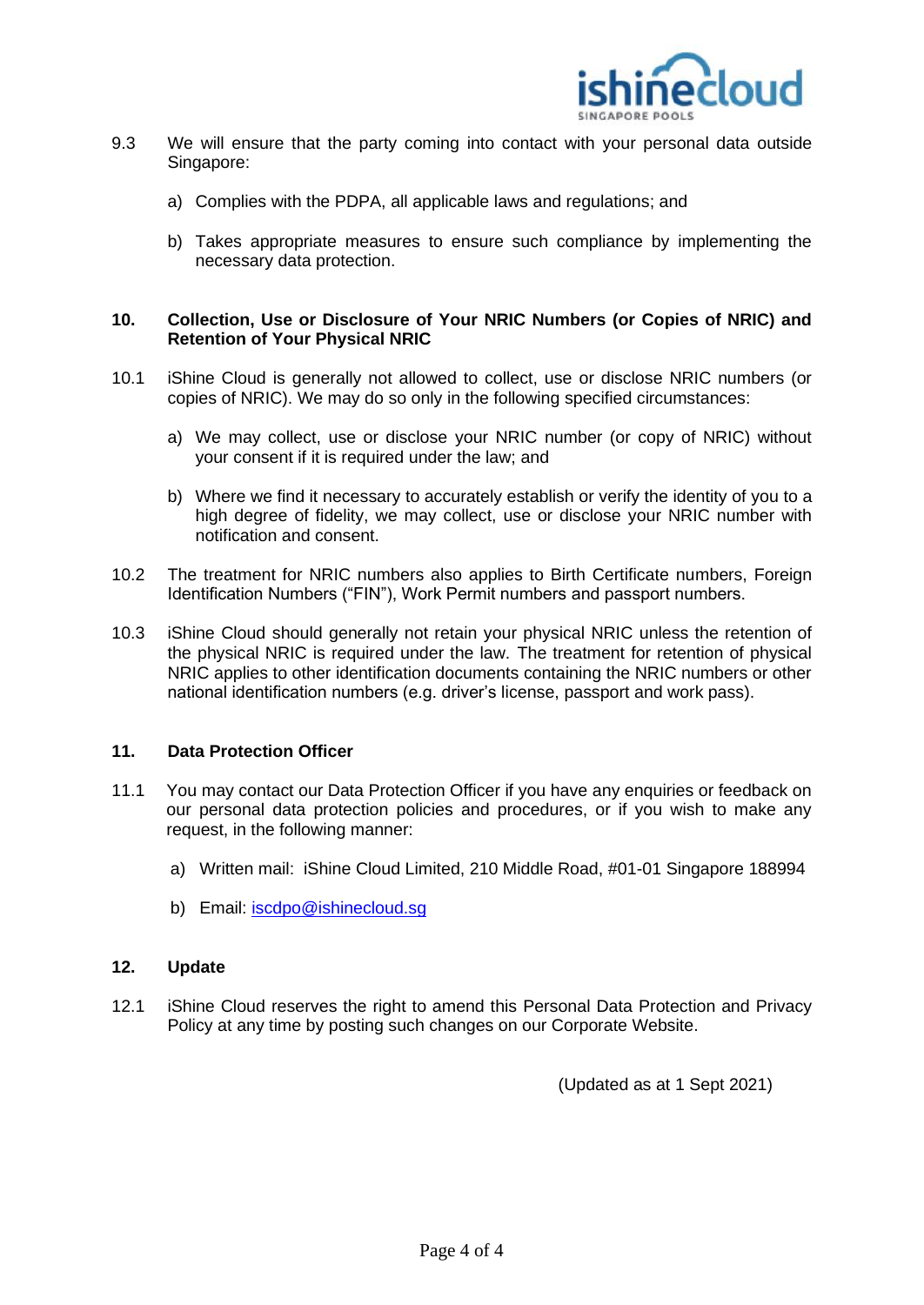9.3 We will ensure that the party coming into contact with your personal data outside Singapore:

a) Complies with the PDPA, all applicable laws and regulations; and

b) Takes appropriate measures to ensure such compliance by implementing the necessary data protection.

## 10. Collection, Use or Disclosure of Your NRIC Numbers (or Copies of NRIC) and Retention of Your Physical NRIC

10.1 iShine Cloud is generally not allowed to collect, use or disclose NRIC numbers (or copies of NRIC). We may do so only in the following specified circumstances:

a) We may collect, use or disclose your NRIC number (or copy of NRIC) without your consent if it is required under the law; and

b) Where we find it necessary to accurately establish or verify the identity of you to a high degree of fidelity, we may collect, use or disclose your NRIC number with notification and consent.

10.2 The treatment for NRIC numbers also applies to Birth Certificate numbers, Foreign Identification Numbers ("FIN"), Work Permit numbers and passport numbers.

10.3 iShine Cloud should generally not retain your physical NRIC unless the retention of the physical NRIC is required under the law. The treatment for retention of physical NRIC applies to other identification documents containing the NRIC numbers or other national identification numbers (e.g. driver's license, passport and work pass).

## 11. Data Protection Officer

11.1 You may contact our Data Protection Officer if you have any enquiries or feedback on our personal data protection policies and procedures, or if you wish to make any request, in the following manner:

a) Written mail: iShine Cloud Limited, 210 Middle Road, #01-01 Singapore 188994

b) Email: iscdpo@ishinecloud.sg

## 12. Update

12.1 iShine Cloud reserves the right to amend this Personal Data Protection and Privacy Policy at any time by posting such changes on our Corporate Website.

(Updated as at 1 Sept 2021)